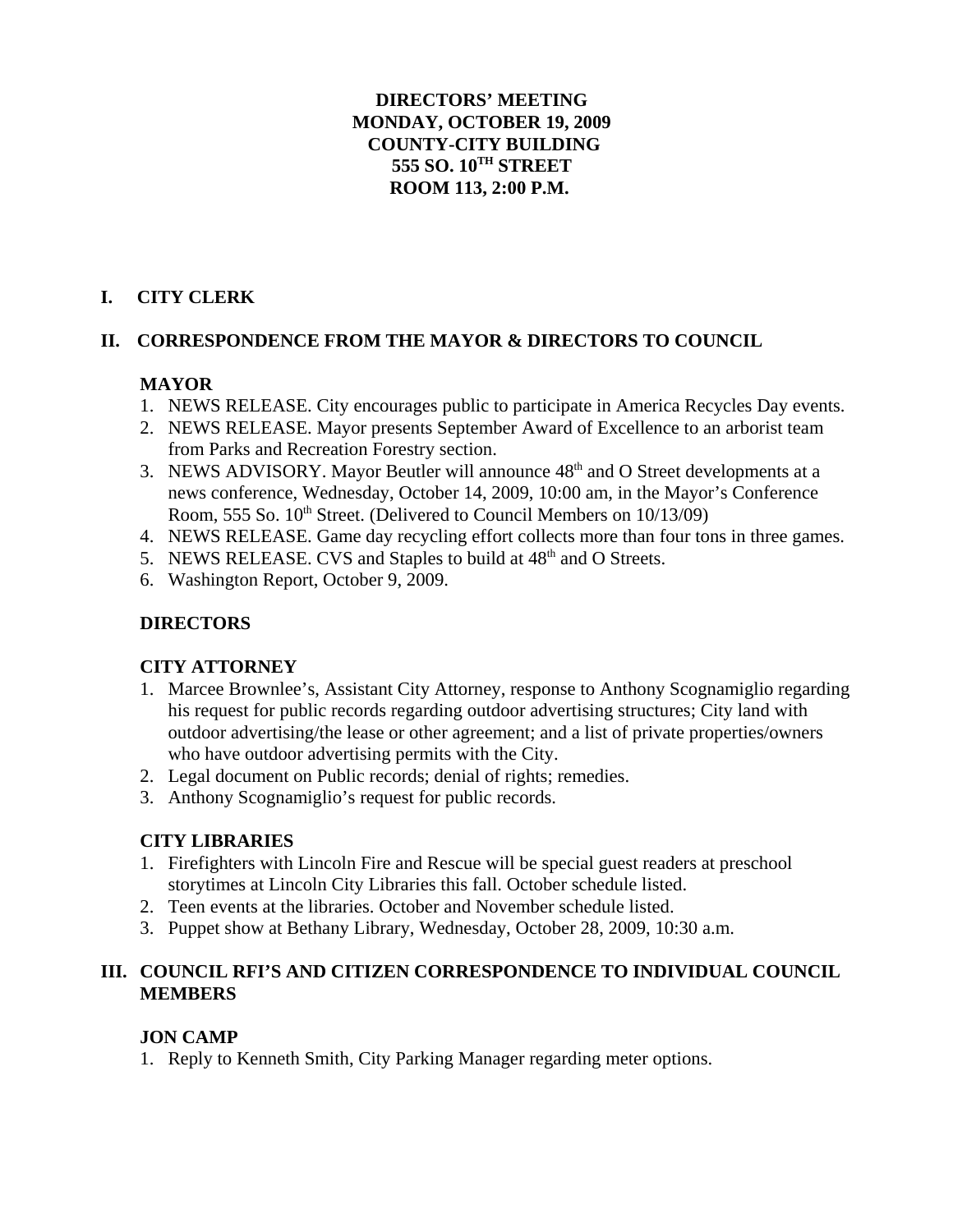**DIRECTORS' MEETING**
**MONDAY, OCTOBER 19, 2009**
**COUNTY-CITY BUILDING**
**555 SO. 10TH STREET**
**ROOM 113, 2:00 P.M.**

## I. CITY CLERK

## II. CORRESPONDENCE FROM THE MAYOR & DIRECTORS TO COUNCIL

### MAYOR

1. NEWS RELEASE. City encourages public to participate in America Recycles Day events.
2. NEWS RELEASE. Mayor presents September Award of Excellence to an arborist team from Parks and Recreation Forestry section.
3. NEWS ADVISORY. Mayor Beutler will announce 48th and O Street developments at a news conference, Wednesday, October 14, 2009, 10:00 am, in the Mayor's Conference Room, 555 So. 10th Street. (Delivered to Council Members on 10/13/09)
4. NEWS RELEASE. Game day recycling effort collects more than four tons in three games.
5. NEWS RELEASE. CVS and Staples to build at 48th and O Streets.
6. Washington Report, October 9, 2009.

### DIRECTORS

### CITY ATTORNEY

1. Marcee Brownlee's, Assistant City Attorney, response to Anthony Scognamiglio regarding his request for public records regarding outdoor advertising structures; City land with outdoor advertising/the lease or other agreement; and a list of private properties/owners who have outdoor advertising permits with the City.
2. Legal document on Public records; denial of rights; remedies.
3. Anthony Scognamiglio's request for public records.

### CITY LIBRARIES

1. Firefighters with Lincoln Fire and Rescue will be special guest readers at preschool storytimes at Lincoln City Libraries this fall. October schedule listed.
2. Teen events at the libraries. October and November schedule listed.
3. Puppet show at Bethany Library, Wednesday, October 28, 2009, 10:30 a.m.

## III. COUNCIL RFI'S AND CITIZEN CORRESPONDENCE TO INDIVIDUAL COUNCIL MEMBERS

### JON CAMP

1. Reply to Kenneth Smith, City Parking Manager regarding meter options.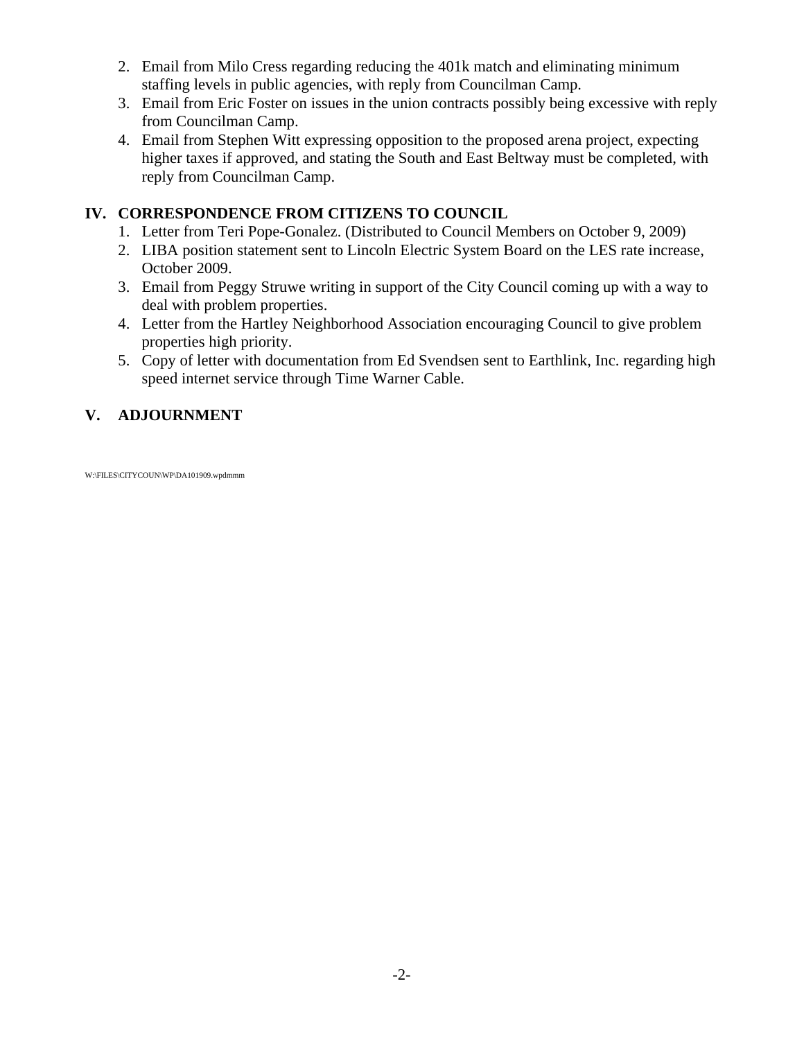2. Email from Milo Cress regarding reducing the 401k match and eliminating minimum staffing levels in public agencies, with reply from Councilman Camp.
3. Email from Eric Foster on issues in the union contracts possibly being excessive with reply from Councilman Camp.
4. Email from Stephen Witt expressing opposition to the proposed arena project, expecting higher taxes if approved, and stating the South and East Beltway must be completed, with reply from Councilman Camp.

## IV. CORRESPONDENCE FROM CITIZENS TO COUNCIL

1. Letter from Teri Pope-Gonalez. (Distributed to Council Members on October 9, 2009)
2. LIBA position statement sent to Lincoln Electric System Board on the LES rate increase, October 2009.
3. Email from Peggy Struwe writing in support of the City Council coming up with a way to deal with problem properties.
4. Letter from the Hartley Neighborhood Association encouraging Council to give problem properties high priority.
5. Copy of letter with documentation from Ed Svendsen sent to Earthlink, Inc. regarding high speed internet service through Time Warner Cable.

## V. ADJOURNMENT

W:\FILES\CITYCOUN\WP\DA101909.wpdmmm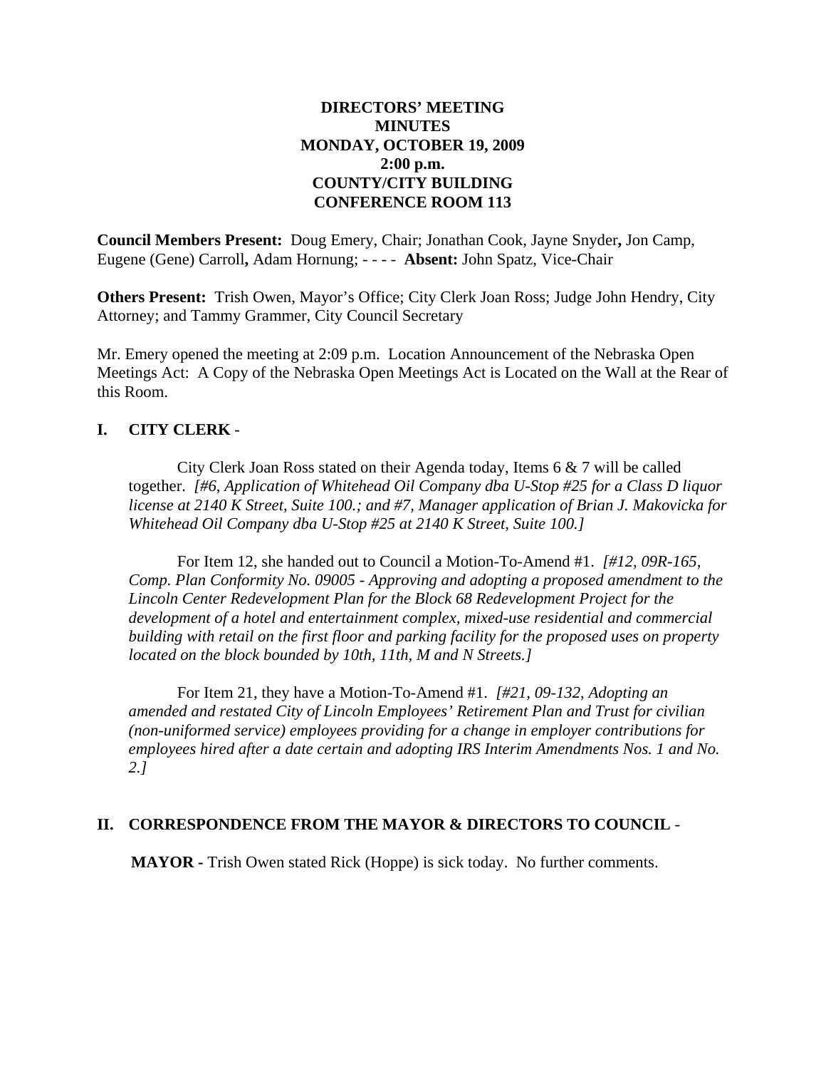**DIRECTORS' MEETING**
**MINUTES**
**MONDAY, OCTOBER 19, 2009**
**2:00 p.m.**
**COUNTY/CITY BUILDING**
**CONFERENCE ROOM 113**

**Council Members Present:** Doug Emery, Chair; Jonathan Cook, Jayne Snyder**,** Jon Camp, Eugene (Gene) Carroll**,** Adam Hornung; - - - - **Absent:** John Spatz, Vice-Chair

**Others Present:** Trish Owen, Mayor's Office; City Clerk Joan Ross; Judge John Hendry, City Attorney; and Tammy Grammer, City Council Secretary

Mr. Emery opened the meeting at 2:09 p.m. Location Announcement of the Nebraska Open Meetings Act: A Copy of the Nebraska Open Meetings Act is Located on the Wall at the Rear of this Room.

## I. CITY CLERK -

City Clerk Joan Ross stated on their Agenda today, Items 6 & 7 will be called together. *[#6, Application of Whitehead Oil Company dba U-Stop #25 for a Class D liquor license at 2140 K Street, Suite 100.; and #7, Manager application of Brian J. Makovicka for Whitehead Oil Company dba U-Stop #25 at 2140 K Street, Suite 100.]*

For Item 12, she handed out to Council a Motion-To-Amend #1. *[#12, 09R-165, Comp. Plan Conformity No. 09005 - Approving and adopting a proposed amendment to the Lincoln Center Redevelopment Plan for the Block 68 Redevelopment Project for the development of a hotel and entertainment complex, mixed-use residential and commercial building with retail on the first floor and parking facility for the proposed uses on property located on the block bounded by 10th, 11th, M and N Streets.]*

For Item 21, they have a Motion-To-Amend #1. *[#21, 09-132, Adopting an amended and restated City of Lincoln Employees' Retirement Plan and Trust for civilian (non-uniformed service) employees providing for a change in employer contributions for employees hired after a date certain and adopting IRS Interim Amendments Nos. 1 and No. 2.]*

## II. CORRESPONDENCE FROM THE MAYOR & DIRECTORS TO COUNCIL -

**MAYOR -** Trish Owen stated Rick (Hoppe) is sick today. No further comments.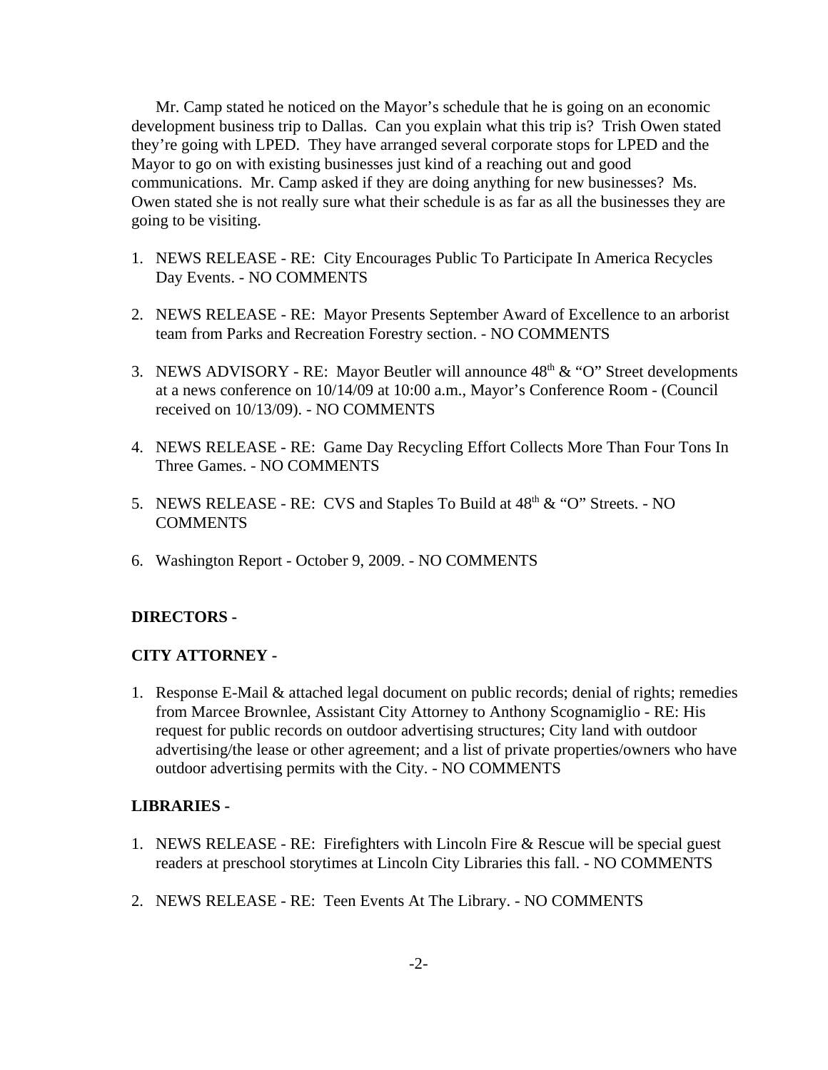Mr. Camp stated he noticed on the Mayor's schedule that he is going on an economic development business trip to Dallas. Can you explain what this trip is? Trish Owen stated they're going with LPED. They have arranged several corporate stops for LPED and the Mayor to go on with existing businesses just kind of a reaching out and good communications. Mr. Camp asked if they are doing anything for new businesses? Ms. Owen stated she is not really sure what their schedule is as far as all the businesses they are going to be visiting.

1. NEWS RELEASE - RE: City Encourages Public To Participate In America Recycles Day Events. - NO COMMENTS

2. NEWS RELEASE - RE: Mayor Presents September Award of Excellence to an arborist team from Parks and Recreation Forestry section. - NO COMMENTS

3. NEWS ADVISORY - RE: Mayor Beutler will announce 48th & "O" Street developments at a news conference on 10/14/09 at 10:00 a.m., Mayor's Conference Room - (Council received on 10/13/09). - NO COMMENTS

4. NEWS RELEASE - RE: Game Day Recycling Effort Collects More Than Four Tons In Three Games. - NO COMMENTS

5. NEWS RELEASE - RE: CVS and Staples To Build at 48th & "O" Streets. - NO COMMENTS

6. Washington Report - October 9, 2009. - NO COMMENTS

**DIRECTORS -**

**CITY ATTORNEY -**

1. Response E-Mail & attached legal document on public records; denial of rights; remedies from Marcee Brownlee, Assistant City Attorney to Anthony Scognamiglio - RE: His request for public records on outdoor advertising structures; City land with outdoor advertising/the lease or other agreement; and a list of private properties/owners who have outdoor advertising permits with the City. - NO COMMENTS

**LIBRARIES -**

1. NEWS RELEASE - RE: Firefighters with Lincoln Fire & Rescue will be special guest readers at preschool storytimes at Lincoln City Libraries this fall. - NO COMMENTS

2. NEWS RELEASE - RE: Teen Events At The Library. - NO COMMENTS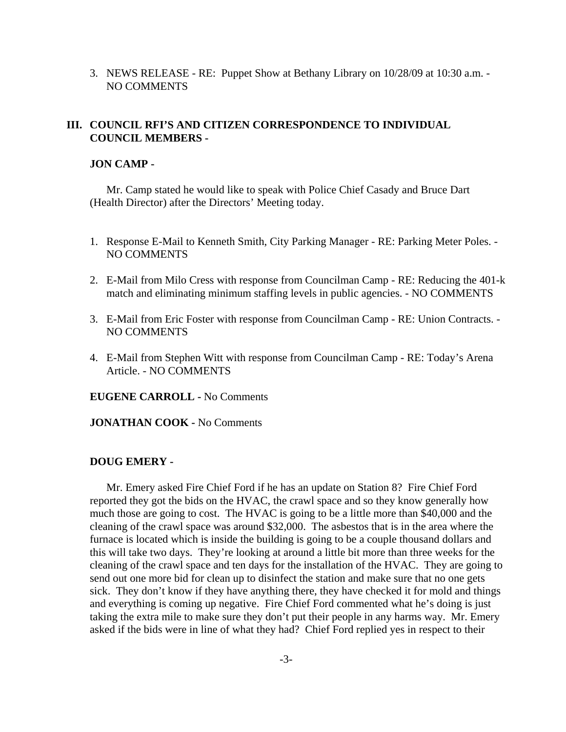3. NEWS RELEASE - RE: Puppet Show at Bethany Library on 10/28/09 at 10:30 a.m. - NO COMMENTS

## III. COUNCIL RFI'S AND CITIZEN CORRESPONDENCE TO INDIVIDUAL COUNCIL MEMBERS -

**JON CAMP -**

Mr. Camp stated he would like to speak with Police Chief Casady and Bruce Dart (Health Director) after the Directors' Meeting today.

1. Response E-Mail to Kenneth Smith, City Parking Manager - RE: Parking Meter Poles. - NO COMMENTS
2. E-Mail from Milo Cress with response from Councilman Camp - RE: Reducing the 401-k match and eliminating minimum staffing levels in public agencies. - NO COMMENTS
3. E-Mail from Eric Foster with response from Councilman Camp - RE: Union Contracts. - NO COMMENTS
4. E-Mail from Stephen Witt with response from Councilman Camp - RE: Today's Arena Article. - NO COMMENTS

**EUGENE CARROLL -** No Comments

**JONATHAN COOK -** No Comments

**DOUG EMERY -**

Mr. Emery asked Fire Chief Ford if he has an update on Station 8? Fire Chief Ford reported they got the bids on the HVAC, the crawl space and so they know generally how much those are going to cost. The HVAC is going to be a little more than $40,000 and the cleaning of the crawl space was around $32,000. The asbestos that is in the area where the furnace is located which is inside the building is going to be a couple thousand dollars and this will take two days. They're looking at around a little bit more than three weeks for the cleaning of the crawl space and ten days for the installation of the HVAC. They are going to send out one more bid for clean up to disinfect the station and make sure that no one gets sick. They don't know if they have anything there, they have checked it for mold and things and everything is coming up negative. Fire Chief Ford commented what he's doing is just taking the extra mile to make sure they don't put their people in any harms way. Mr. Emery asked if the bids were in line of what they had? Chief Ford replied yes in respect to their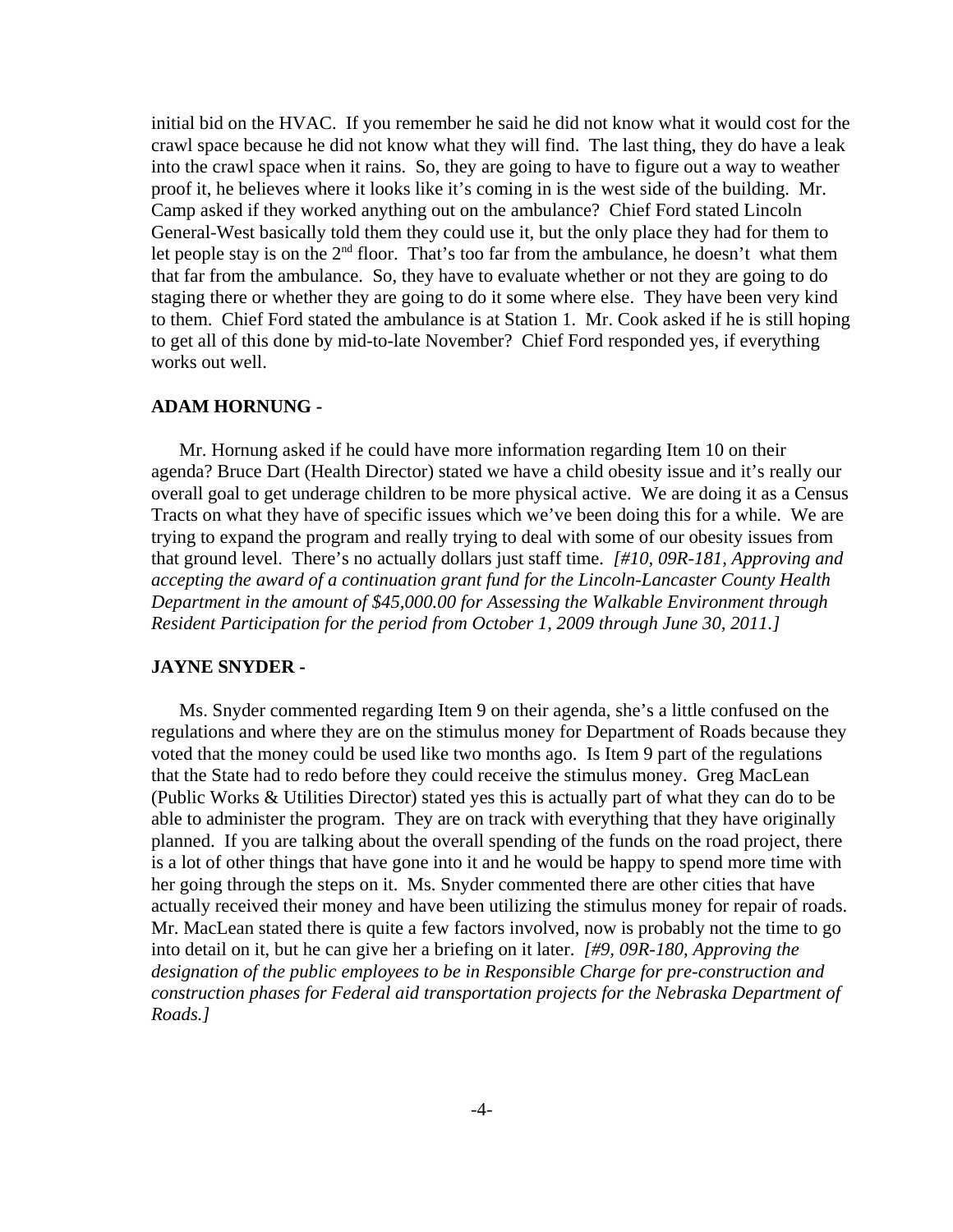initial bid on the HVAC. If you remember he said he did not know what it would cost for the crawl space because he did not know what they will find. The last thing, they do have a leak into the crawl space when it rains. So, they are going to have to figure out a way to weather proof it, he believes where it looks like it's coming in is the west side of the building. Mr. Camp asked if they worked anything out on the ambulance? Chief Ford stated Lincoln General-West basically told them they could use it, but the only place they had for them to let people stay is on the 2nd floor. That's too far from the ambulance, he doesn't what them that far from the ambulance. So, they have to evaluate whether or not they are going to do staging there or whether they are going to do it some where else. They have been very kind to them. Chief Ford stated the ambulance is at Station 1. Mr. Cook asked if he is still hoping to get all of this done by mid-to-late November? Chief Ford responded yes, if everything works out well.

**ADAM HORNUNG -**

Mr. Hornung asked if he could have more information regarding Item 10 on their agenda? Bruce Dart (Health Director) stated we have a child obesity issue and it's really our overall goal to get underage children to be more physical active. We are doing it as a Census Tracts on what they have of specific issues which we've been doing this for a while. We are trying to expand the program and really trying to deal with some of our obesity issues from that ground level. There's no actually dollars just staff time. *[#10, 09R-181, Approving and accepting the award of a continuation grant fund for the Lincoln-Lancaster County Health Department in the amount of $45,000.00 for Assessing the Walkable Environment through Resident Participation for the period from October 1, 2009 through June 30, 2011.]*

**JAYNE SNYDER -**

Ms. Snyder commented regarding Item 9 on their agenda, she's a little confused on the regulations and where they are on the stimulus money for Department of Roads because they voted that the money could be used like two months ago. Is Item 9 part of the regulations that the State had to redo before they could receive the stimulus money. Greg MacLean (Public Works & Utilities Director) stated yes this is actually part of what they can do to be able to administer the program. They are on track with everything that they have originally planned. If you are talking about the overall spending of the funds on the road project, there is a lot of other things that have gone into it and he would be happy to spend more time with her going through the steps on it. Ms. Snyder commented there are other cities that have actually received their money and have been utilizing the stimulus money for repair of roads. Mr. MacLean stated there is quite a few factors involved, now is probably not the time to go into detail on it, but he can give her a briefing on it later. *[#9, 09R-180, Approving the designation of the public employees to be in Responsible Charge for pre-construction and construction phases for Federal aid transportation projects for the Nebraska Department of Roads.]*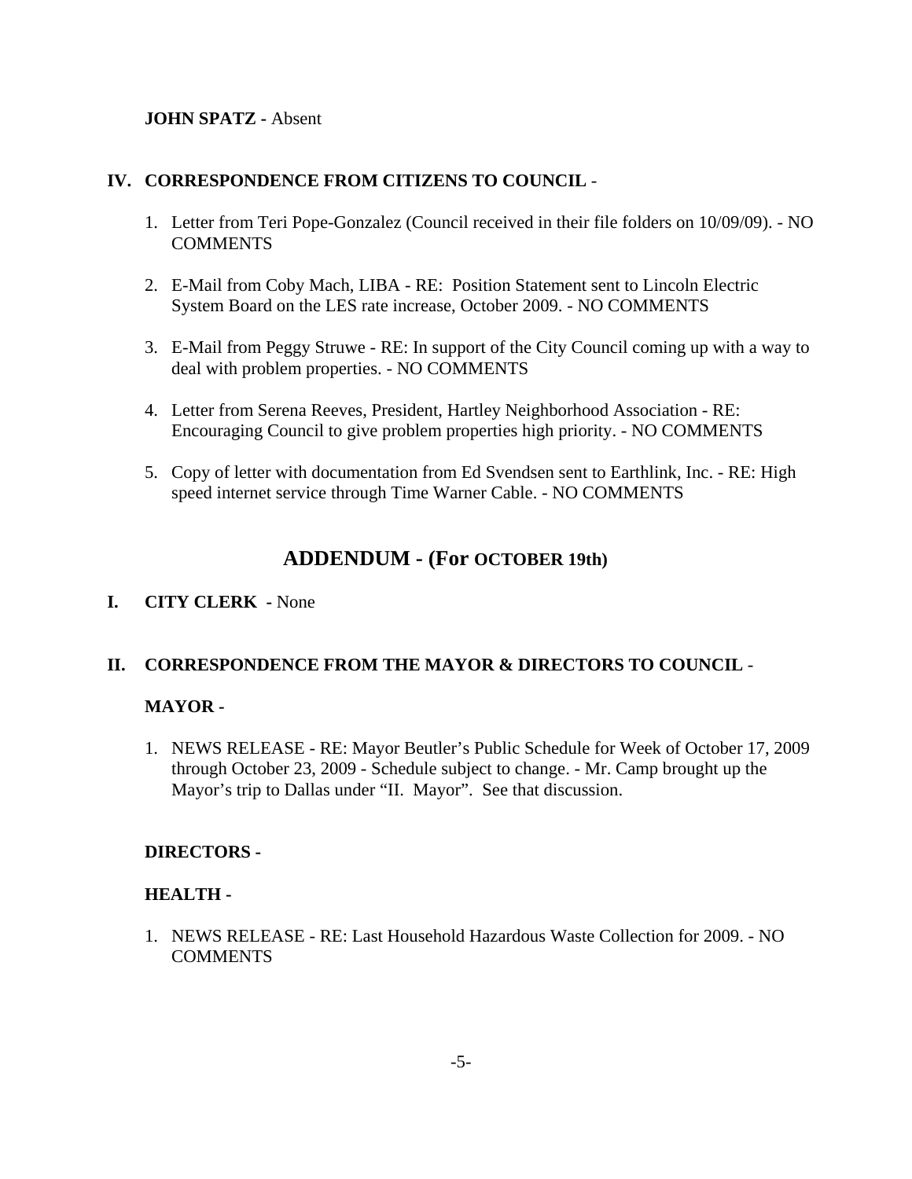**JOHN SPATZ -** Absent

## IV. CORRESPONDENCE FROM CITIZENS TO COUNCIL -

1. Letter from Teri Pope-Gonzalez (Council received in their file folders on 10/09/09). - NO COMMENTS

2. E-Mail from Coby Mach, LIBA - RE: Position Statement sent to Lincoln Electric System Board on the LES rate increase, October 2009. - NO COMMENTS

3. E-Mail from Peggy Struwe - RE: In support of the City Council coming up with a way to deal with problem properties. - NO COMMENTS

4. Letter from Serena Reeves, President, Hartley Neighborhood Association - RE: Encouraging Council to give problem properties high priority. - NO COMMENTS

5. Copy of letter with documentation from Ed Svendsen sent to Earthlink, Inc. - RE: High speed internet service through Time Warner Cable. - NO COMMENTS

# ADDENDUM - (For OCTOBER 19th)

## I. CITY CLERK - None

## II. CORRESPONDENCE FROM THE MAYOR & DIRECTORS TO COUNCIL -

### MAYOR -

1. NEWS RELEASE - RE: Mayor Beutler's Public Schedule for Week of October 17, 2009 through October 23, 2009 - Schedule subject to change. - Mr. Camp brought up the Mayor's trip to Dallas under "II. Mayor". See that discussion.

### DIRECTORS -

### HEALTH -

1. NEWS RELEASE - RE: Last Household Hazardous Waste Collection for 2009. - NO COMMENTS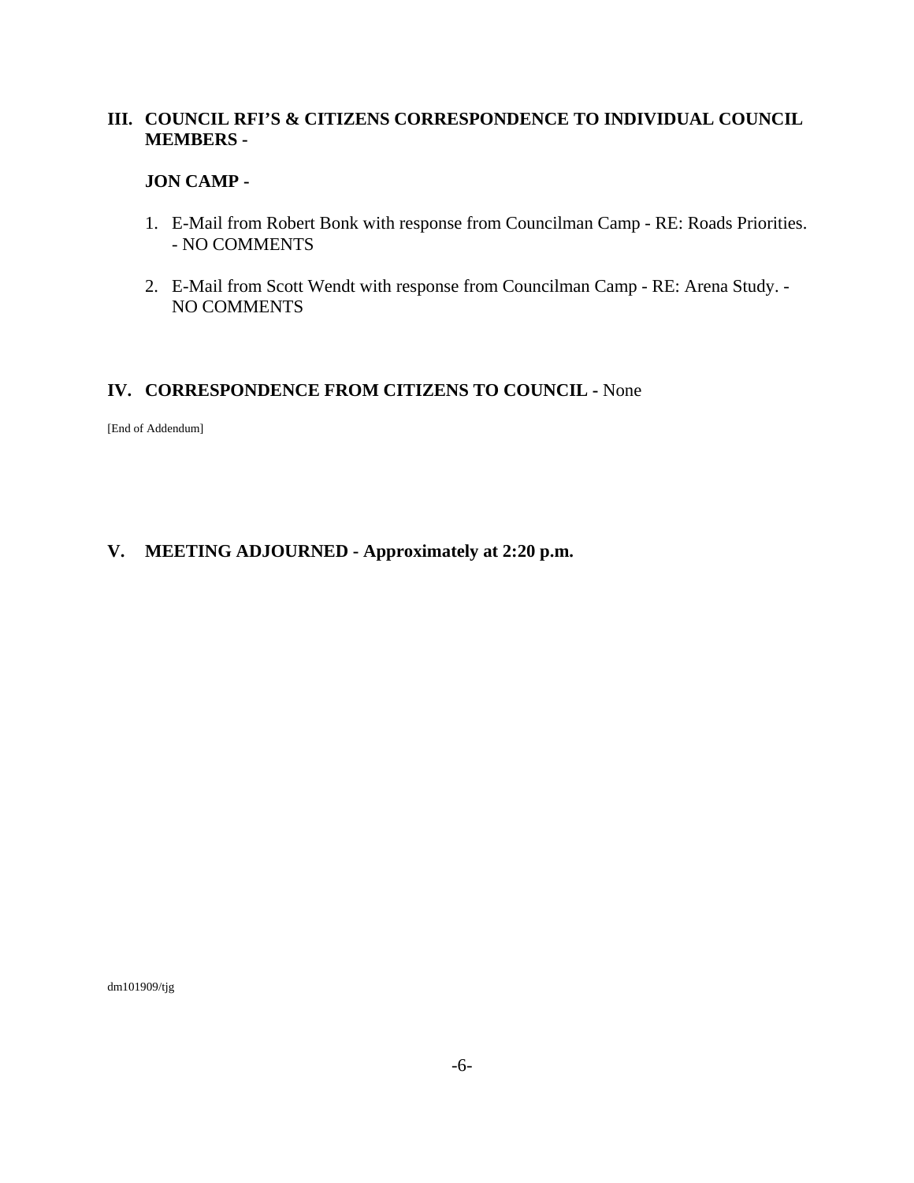## III. COUNCIL RFI'S & CITIZENS CORRESPONDENCE TO INDIVIDUAL COUNCIL MEMBERS -

### JON CAMP -

1. E-Mail from Robert Bonk with response from Councilman Camp - RE: Roads Priorities. - NO COMMENTS

2. E-Mail from Scott Wendt with response from Councilman Camp - RE: Arena Study. - NO COMMENTS

## IV. CORRESPONDENCE FROM CITIZENS TO COUNCIL - None

[End of Addendum]

## V. MEETING ADJOURNED - Approximately at 2:20 p.m.

dm101909/tjg